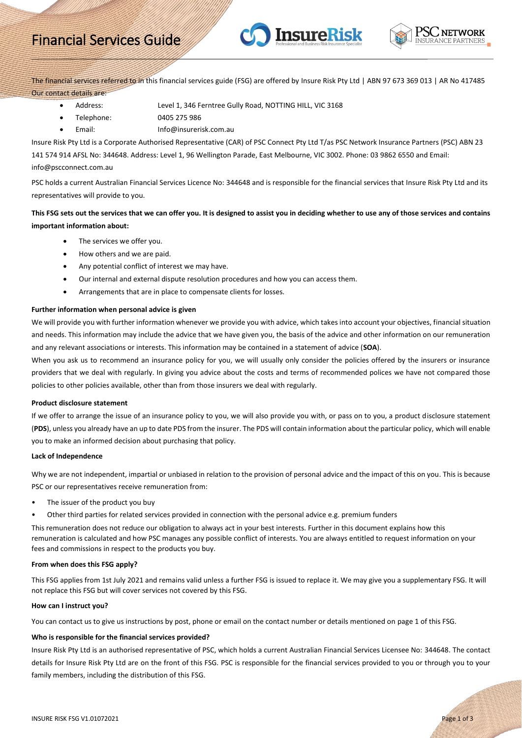# Financial Services Guide

The financial services referred to in this financial services guide (FSG) are offered by Insure Risk Pty Ltd | ABN 97 673 369 013 | AR No 417485

Our contact details are:

- Address: Level 1, 346 Ferntree Gully Road, NOTTING HILL, VIC 3168
- Telephone: 0405 275 986
- Email: Info@insurerisk.com.au

Insure Risk Pty Ltd is a Corporate Authorised Representative (CAR) of PSC Connect Pty Ltd T/as PSC Network Insurance Partners (PSC) ABN 23 141 574 914 AFSL No: 344648. Address: Level 1, 96 Wellington Parade, East Melbourne, VIC 3002. Phone: 03 9862 6550 and Email: info@pscconnect.com.au

PSC holds a current Australian Financial Services Licence No: 344648 and is responsible for the financial services that Insure Risk Pty Ltd and its representatives will provide to you.

**This FSG sets out the services that we can offer you. It is designed to assist you in deciding whether to use any of those services and contains important information about:**

- The services we offer you.
- How others and we are paid.
- Any potential conflict of interest we may have.
- Our internal and external dispute resolution procedures and how you can access them.
- Arrangements that are in place to compensate clients for losses.

**Further information when personal advice is given**

We will provide you with further information whenever we provide you with advice, which takes into account your objectives, financial situation and needs. This information may include the advice that we have given you, the basis of the advice and other information on our remuneration and any relevant associations or interests. This information may be contained in a statement of advice (**SOA**).

When you ask us to recommend an insurance policy for you, we will usually only consider the policies offered by the insurers or insurance providers that we deal with regularly. In giving you advice about the costs and terms of recommended polices we have not compared those policies to other policies available, other than from those insurers we deal with regularly.

**Product disclosure statement**

If we offer to arrange the issue of an insurance policy to you, we will also provide you with, or pass on to you, a product disclosure statement (**PDS**), unless you already have an up to date PDS from the insurer. The PDS will contain information about the particular policy, which will enable you to make an informed decision about purchasing that policy.

**Lack of Independence**

Why we are not independent, impartial or unbiased in relation to the provision of personal advice and the impact of this on you. This is because PSC or our representatives receive remuneration from:

- The issuer of the product you buy
- Other third parties for related services provided in connection with the personal advice e.g. premium funders

This remuneration does not reduce our obligation to always act in your best interests. Further in this document explains how this remuneration is calculated and how PSC manages any possible conflict of interests. You are always entitled to request information on your fees and commissions in respect to the products you buy.

**From when does this FSG apply?**

This FSG applies from 1st July 2021 and remains valid unless a further FSG is issued to replace it. We may give you a supplementary FSG. It will not replace this FSG but will cover services not covered by this FSG.

**How can I instruct you?**

You can contact us to give us instructions by post, phone or email on the contact number or details mentioned on page 1 of this FSG.

**Who is responsible for the financial services provided?**

Insure Risk Pty Ltd is an authorised representative of PSC, which holds a current Australian Financial Services Licensee No: 344648. The contact details for Insure Risk Pty Ltd are on the front of this FSG. PSC is responsible for the financial services provided to you or through you to your family members, including the distribution of this FSG.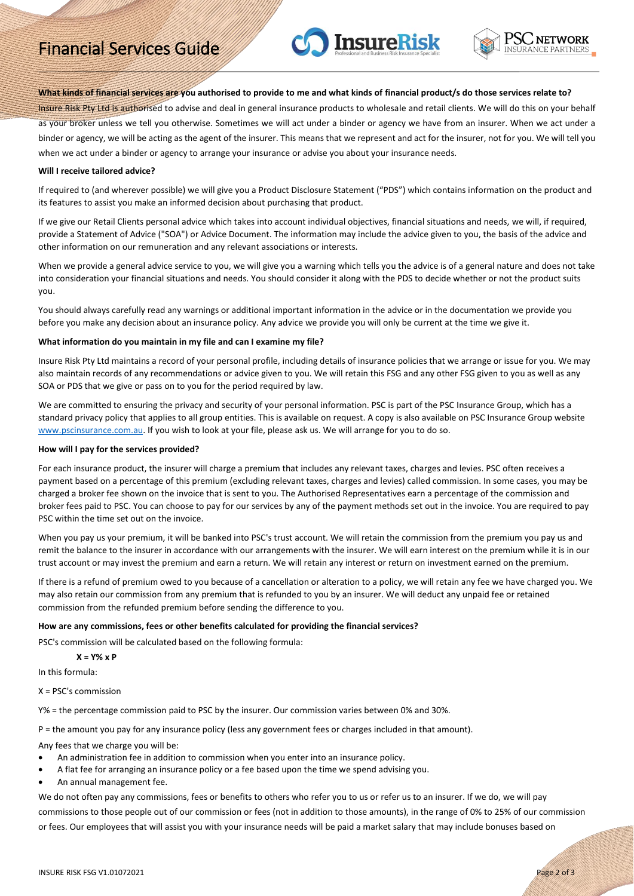**What kinds of financial services are you authorised to provide to me and what kinds of financial product/s do those services relate to?**

Insure Risk Pty Ltd is authorised to advise and deal in general insurance products to wholesale and retail clients. We will do this on your behalf as your broker unless we tell you otherwise. Sometimes we will act under a binder or agency we have from an insurer. When we act under a binder or agency, we will be acting as the agent of the insurer. This means that we represent and act for the insurer, not for you. We will tell you when we act under a binder or agency to arrange your insurance or advise you about your insurance needs.

**Will I receive tailored advice?**

If required to (and wherever possible) we will give you a Product Disclosure Statement ("PDS") which contains information on the product and its features to assist you make an informed decision about purchasing that product.

If we give our Retail Clients personal advice which takes into account individual objectives, financial situations and needs, we will, if required, provide a Statement of Advice ("SOA") or Advice Document. The information may include the advice given to you, the basis of the advice and other information on our remuneration and any relevant associations or interests.

When we provide a general advice service to you, we will give you a warning which tells you the advice is of a general nature and does not take into consideration your financial situations and needs. You should consider it along with the PDS to decide whether or not the product suits you.

You should always carefully read any warnings or additional important information in the advice or in the documentation we provide you before you make any decision about an insurance policy. Any advice we provide you will only be current at the time we give it.

**What information do you maintain in my file and can I examine my file?**

Insure Risk Pty Ltd maintains a record of your personal profile, including details of insurance policies that we arrange or issue for you. We may also maintain records of any recommendations or advice given to you. We will retain this FSG and any other FSG given to you as well as any SOA or PDS that we give or pass on to you for the period required by law.

We are committed to ensuring the privacy and security of your personal information. PSC is part of the PSC Insurance Group, which has a standard privacy policy that applies to all group entities. This is available on request. A copy is also available on PSC Insurance Group website www.pscinsurance.com.au. If you wish to look at your file, please ask us. We will arrange for you to do so.

**How will I pay for the services provided?**

For each insurance product, the insurer will charge a premium that includes any relevant taxes, charges and levies. PSC often receives a payment based on a percentage of this premium (excluding relevant taxes, charges and levies) called commission. In some cases, you may be charged a broker fee shown on the invoice that is sent to you. The Authorised Representatives earn a percentage of the commission and broker fees paid to PSC. You can choose to pay for our services by any of the payment methods set out in the invoice. You are required to pay PSC within the time set out on the invoice.

When you pay us your premium, it will be banked into PSC's trust account. We will retain the commission from the premium you pay us and remit the balance to the insurer in accordance with our arrangements with the insurer. We will earn interest on the premium while it is in our trust account or may invest the premium and earn a return. We will retain any interest or return on investment earned on the premium.

If there is a refund of premium owed to you because of a cancellation or alteration to a policy, we will retain any fee we have charged you. We may also retain our commission from any premium that is refunded to you by an insurer. We will deduct any unpaid fee or retained commission from the refunded premium before sending the difference to you.

**How are any commissions, fees or other benefits calculated for providing the financial services?**

PSC's commission will be calculated based on the following formula:

**X = Y% x P**

In this formula:

X = PSC's commission

Y% = the percentage commission paid to PSC by the insurer. Our commission varies between 0% and 30%.

P = the amount you pay for any insurance policy (less any government fees or charges included in that amount).

Any fees that we charge you will be:

- An administration fee in addition to commission when you enter into an insurance policy.
- A flat fee for arranging an insurance policy or a fee based upon the time we spend advising you.
- An annual management fee.

We do not often pay any commissions, fees or benefits to others who refer you to us or refer us to an insurer. If we do, we will pay commissions to those people out of our commission or fees (not in addition to those amounts), in the range of 0% to 25% of our commission or fees. Our employees that will assist you with your insurance needs will be paid a market salary that may include bonuses based on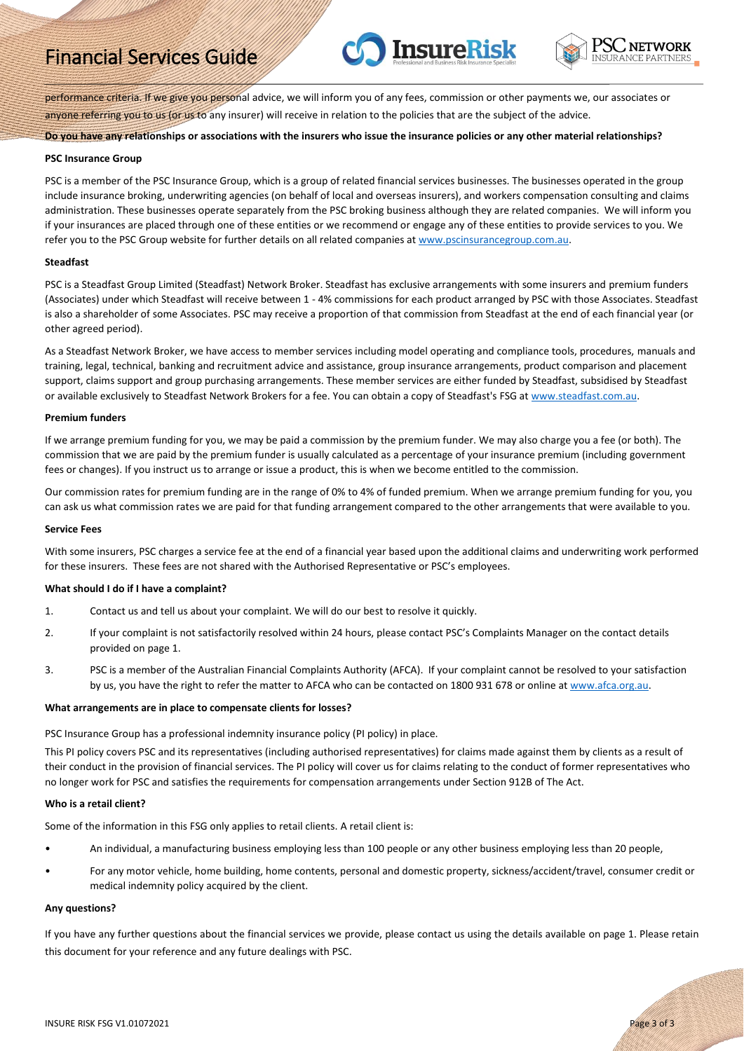performance criteria. If we give you personal advice, we will inform you of any fees, commission or other payments we, our associates or anyone referring you to us (or us to any insurer) will receive in relation to the policies that are the subject of the advice.

**Do you have any relationships or associations with the insurers who issue the insurance policies or any other material relationships?**

**PSC Insurance Group**

PSC is a member of the PSC Insurance Group, which is a group of related financial services businesses. The businesses operated in the group include insurance broking, underwriting agencies (on behalf of local and overseas insurers), and workers compensation consulting and claims administration. These businesses operate separately from the PSC broking business although they are related companies. We will inform you if your insurances are placed through one of these entities or we recommend or engage any of these entities to provide services to you. We refer you to the PSC Group website for further details on all related companies at www.pscinsurancegroup.com.au.

**Steadfast**

PSC is a Steadfast Group Limited (Steadfast) Network Broker. Steadfast has exclusive arrangements with some insurers and premium funders (Associates) under which Steadfast will receive between 1 - 4% commissions for each product arranged by PSC with those Associates. Steadfast is also a shareholder of some Associates. PSC may receive a proportion of that commission from Steadfast at the end of each financial year (or other agreed period).

As a Steadfast Network Broker, we have access to member services including model operating and compliance tools, procedures, manuals and training, legal, technical, banking and recruitment advice and assistance, group insurance arrangements, product comparison and placement support, claims support and group purchasing arrangements. These member services are either funded by Steadfast, subsidised by Steadfast or available exclusively to Steadfast Network Brokers for a fee. You can obtain a copy of Steadfast's FSG at www.steadfast.com.au.

**Premium funders**

If we arrange premium funding for you, we may be paid a commission by the premium funder. We may also charge you a fee (or both). The commission that we are paid by the premium funder is usually calculated as a percentage of your insurance premium (including government fees or changes). If you instruct us to arrange or issue a product, this is when we become entitled to the commission.

Our commission rates for premium funding are in the range of 0% to 4% of funded premium. When we arrange premium funding for you, you can ask us what commission rates we are paid for that funding arrangement compared to the other arrangements that were available to you.

**Service Fees**

With some insurers, PSC charges a service fee at the end of a financial year based upon the additional claims and underwriting work performed for these insurers. These fees are not shared with the Authorised Representative or PSC's employees.

**What should I do if I have a complaint?**

1. Contact us and tell us about your complaint. We will do our best to resolve it quickly.
2. If your complaint is not satisfactorily resolved within 24 hours, please contact PSC's Complaints Manager on the contact details provided on page 1.
3. PSC is a member of the Australian Financial Complaints Authority (AFCA). If your complaint cannot be resolved to your satisfaction by us, you have the right to refer the matter to AFCA who can be contacted on 1800 931 678 or online at www.afca.org.au.

**What arrangements are in place to compensate clients for losses?**

PSC Insurance Group has a professional indemnity insurance policy (PI policy) in place.

This PI policy covers PSC and its representatives (including authorised representatives) for claims made against them by clients as a result of their conduct in the provision of financial services. The PI policy will cover us for claims relating to the conduct of former representatives who no longer work for PSC and satisfies the requirements for compensation arrangements under Section 912B of The Act.

**Who is a retail client?**

Some of the information in this FSG only applies to retail clients. A retail client is:

- An individual, a manufacturing business employing less than 100 people or any other business employing less than 20 people,
- For any motor vehicle, home building, home contents, personal and domestic property, sickness/accident/travel, consumer credit or medical indemnity policy acquired by the client.

**Any questions?**

If you have any further questions about the financial services we provide, please contact us using the details available on page 1. Please retain this document for your reference and any future dealings with PSC.